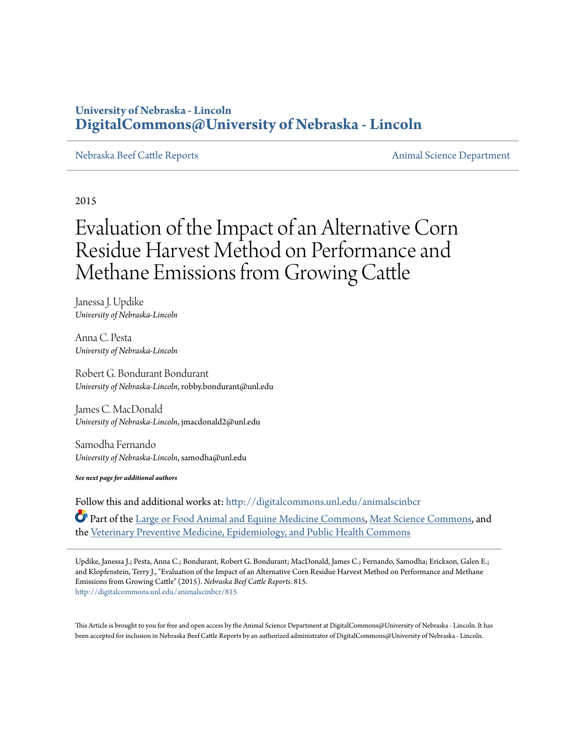University of Nebraska - Lincoln
**DigitalCommons@University of Nebraska - Lincoln**

Nebraska Beef Cattle Reports | Animal Science Department

2015

# Evaluation of the Impact of an Alternative Corn Residue Harvest Method on Performance and Methane Emissions from Growing Cattle

Janessa J. Updike
*University of Nebraska-Lincoln*

Anna C. Pesta
*University of Nebraska-Lincoln*

Robert G. Bondurant Bondurant
*University of Nebraska-Lincoln*, robby.bondurant@unl.edu

James C. MacDonald
*University of Nebraska-Lincoln*, jmacdonald2@unl.edu

Samodha Fernando
*University of Nebraska-Lincoln*, samodha@unl.edu

***See next page for additional authors***

Follow this and additional works at: http://digitalcommons.unl.edu/animalscinbcr

Part of the Large or Food Animal and Equine Medicine Commons, Meat Science Commons, and the Veterinary Preventive Medicine, Epidemiology, and Public Health Commons

Updike, Janessa J.; Pesta, Anna C.; Bondurant, Robert G. Bondurant; MacDonald, James C.; Fernando, Samodha; Erickson, Galen E.; and Klopfenstein, Terry J., "Evaluation of the Impact of an Alternative Corn Residue Harvest Method on Performance and Methane Emissions from Growing Cattle" (2015). *Nebraska Beef Cattle Reports*. 815.
http://digitalcommons.unl.edu/animalscinbcr/815

This Article is brought to you for free and open access by the Animal Science Department at DigitalCommons@University of Nebraska - Lincoln. It has been accepted for inclusion in Nebraska Beef Cattle Reports by an authorized administrator of DigitalCommons@University of Nebraska - Lincoln.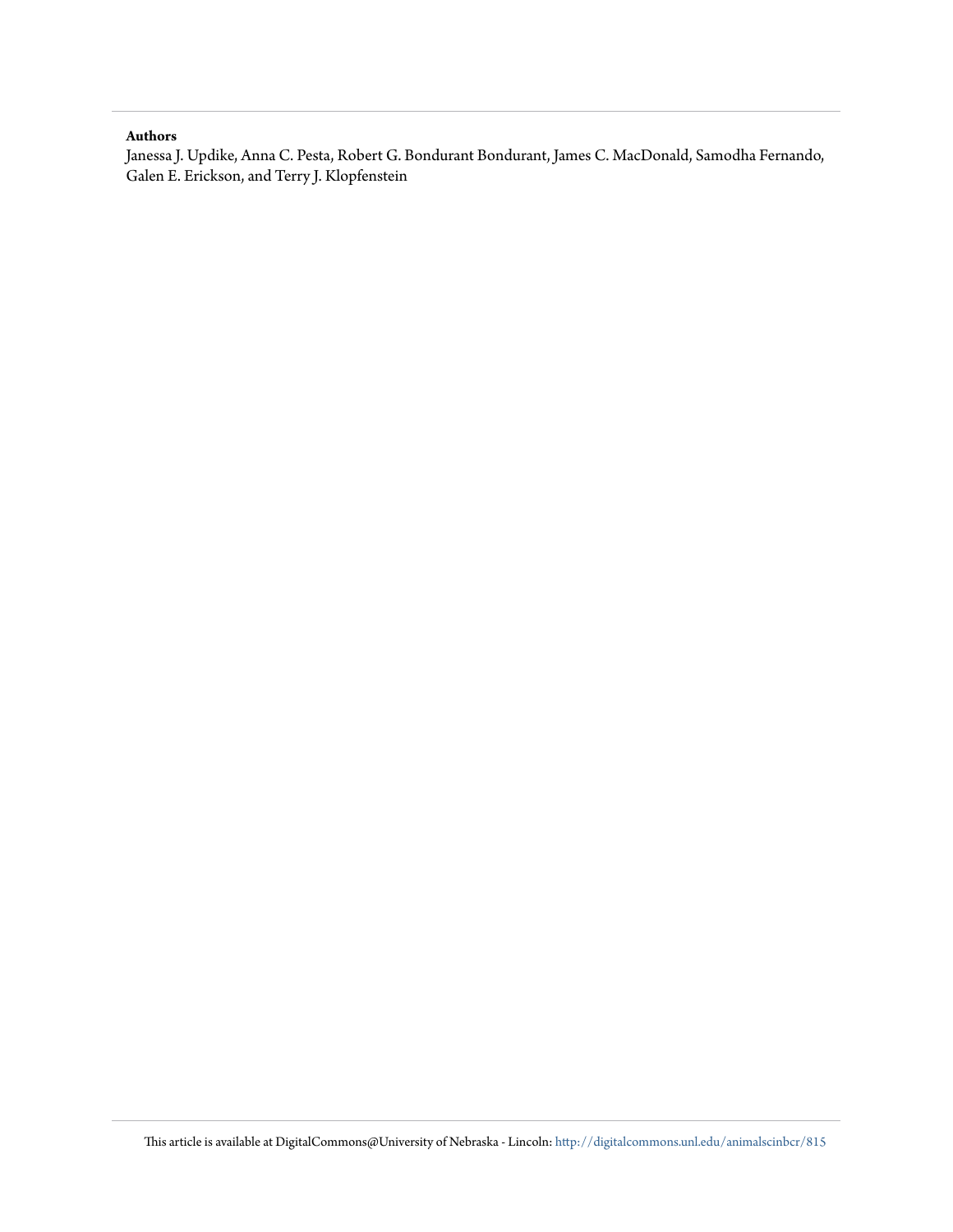**Authors**

Janessa J. Updike, Anna C. Pesta, Robert G. Bondurant Bondurant, James C. MacDonald, Samodha Fernando, Galen E. Erickson, and Terry J. Klopfenstein

This article is available at DigitalCommons@University of Nebraska - Lincoln: http://digitalcommons.unl.edu/animalscinbcr/815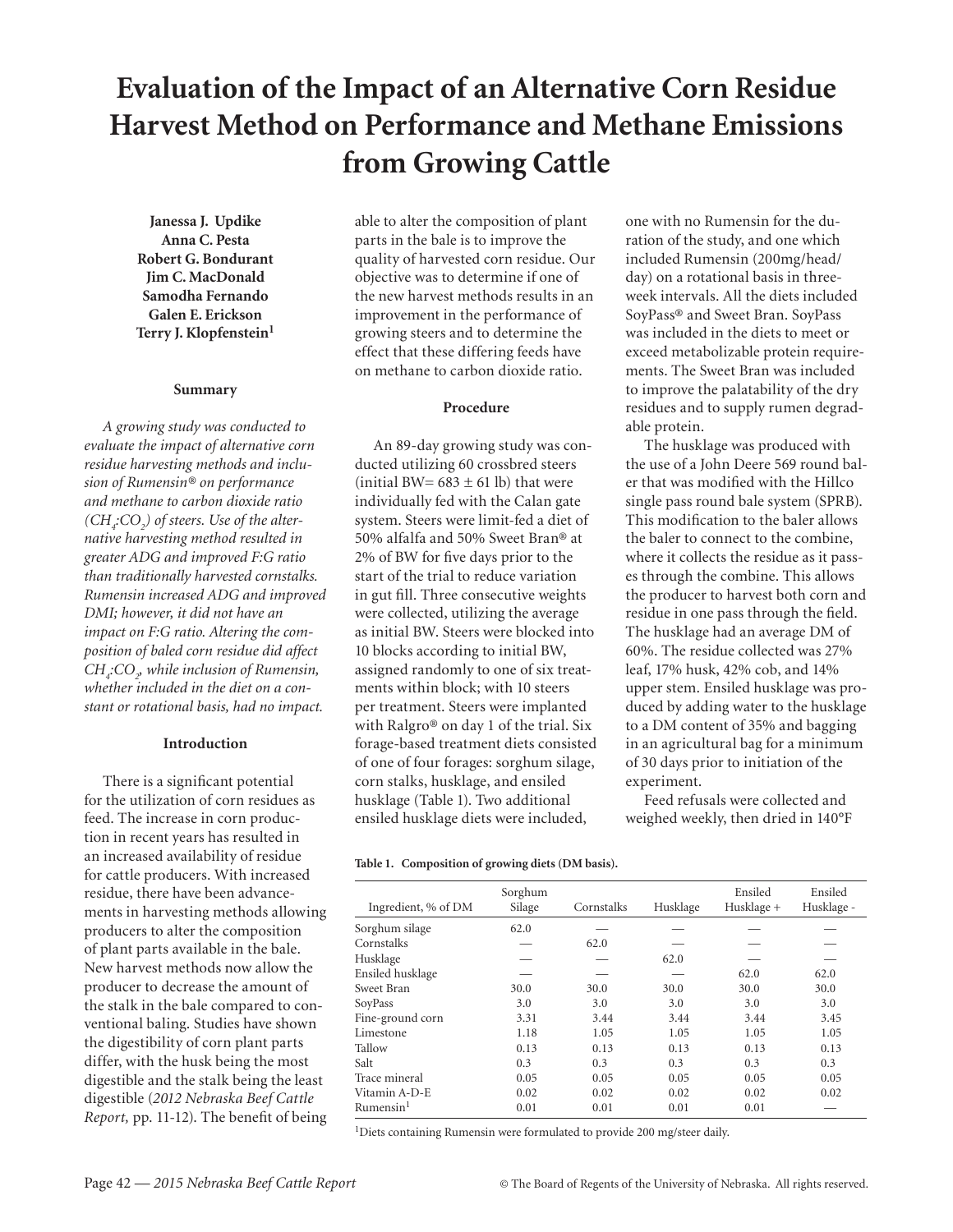# Evaluation of the Impact of an Alternative Corn Residue Harvest Method on Performance and Methane Emissions from Growing Cattle

**Janessa J. Updike**
**Anna C. Pesta**
**Robert G. Bondurant**
**Jim C. MacDonald**
**Samodha Fernando**
**Galen E. Erickson**
**Terry J. Klopfenstein[1]**

## Summary

*A growing study was conducted to evaluate the impact of alternative corn residue harvesting methods and inclusion of Rumensin® on performance and methane to carbon dioxide ratio ($CH_4$:$CO_2$) of steers. Use of the alternative harvesting method resulted in greater ADG and improved F:G ratio than traditionally harvested cornstalks. Rumensin increased ADG and improved DMI; however, it did not have an impact on F:G ratio. Altering the composition of baled corn residue did affect $CH_4$:$CO_2$, while inclusion of Rumensin, whether included in the diet on a constant or rotational basis, had no impact.*

## Introduction

There is a significant potential for the utilization of corn residues as feed. The increase in corn production in recent years has resulted in an increased availability of residue for cattle producers. With increased residue, there have been advancements in harvesting methods allowing producers to alter the composition of plant parts available in the bale. New harvest methods now allow the producer to decrease the amount of the stalk in the bale compared to conventional baling. Studies have shown the digestibility of corn plant parts differ, with the husk being the most digestible and the stalk being the least digestible (*2012 Nebraska Beef Cattle Report,* pp. 11-12). The benefit of being able to alter the composition of plant parts in the bale is to improve the quality of harvested corn residue. Our objective was to determine if one of the new harvest methods results in an improvement in the performance of growing steers and to determine the effect that these differing feeds have on methane to carbon dioxide ratio.

## Procedure

An 89-day growing study was conducted utilizing 60 crossbred steers (initial BW= 683 ± 61 lb) that were individually fed with the Calan gate system. Steers were limit-fed a diet of 50% alfalfa and 50% Sweet Bran® at 2% of BW for five days prior to the start of the trial to reduce variation in gut fill. Three consecutive weights were collected, utilizing the average as initial BW. Steers were blocked into 10 blocks according to initial BW, assigned randomly to one of six treatments within block; with 10 steers per treatment. Steers were implanted with Ralgro® on day 1 of the trial. Six forage-based treatment diets consisted of one of four forages: sorghum silage, corn stalks, husklage, and ensiled husklage (Table 1). Two additional ensiled husklage diets were included, one with no Rumensin for the duration of the study, and one which included Rumensin (200mg/head/day) on a rotational basis in three-week intervals. All the diets included SoyPass® and Sweet Bran. SoyPass was included in the diets to meet or exceed metabolizable protein requirements. The Sweet Bran was included to improve the palatability of the dry residues and to supply rumen degradable protein.

The husklage was produced with the use of a John Deere 569 round baler that was modified with the Hillco single pass round bale system (SPRB). This modification to the baler allows the baler to connect to the combine, where it collects the residue as it passes through the combine. This allows the producer to harvest both corn and residue in one pass through the field. The husklage had an average DM of 60%. The residue collected was 27% leaf, 17% husk, 42% cob, and 14% upper stem. Ensiled husklage was produced by adding water to the husklage to a DM content of 35% and bagging in an agricultural bag for a minimum of 30 days prior to initiation of the experiment.

Feed refusals were collected and weighed weekly, then dried in 140°F

**Table 1. Composition of growing diets (DM basis).**

| Ingredient, % of DM | Sorghum Silage | Cornstalks | Husklage | Ensiled Husklage + | Ensiled Husklage - |
|---|---|---|---|---|---|
| Sorghum silage | 62.0 | — | — | — | — |
| Cornstalks | — | 62.0 | — | — | — |
| Husklage | — | — | 62.0 | — | — |
| Ensiled husklage | — | — | — | 62.0 | 62.0 |
| Sweet Bran | 30.0 | 30.0 | 30.0 | 30.0 | 30.0 |
| SoyPass | 3.0 | 3.0 | 3.0 | 3.0 | 3.0 |
| Fine-ground corn | 3.31 | 3.44 | 3.44 | 3.44 | 3.45 |
| Limestone | 1.18 | 1.05 | 1.05 | 1.05 | 1.05 |
| Tallow | 0.13 | 0.13 | 0.13 | 0.13 | 0.13 |
| Salt | 0.3 | 0.3 | 0.3 | 0.3 | 0.3 |
| Trace mineral | 0.05 | 0.05 | 0.05 | 0.05 | 0.05 |
| Vitamin A-D-E | 0.02 | 0.02 | 0.02 | 0.02 | 0.02 |
| Rumensin[1] | 0.01 | 0.01 | 0.01 | 0.01 | — |

[1]Diets containing Rumensin were formulated to provide 200 mg/steer daily.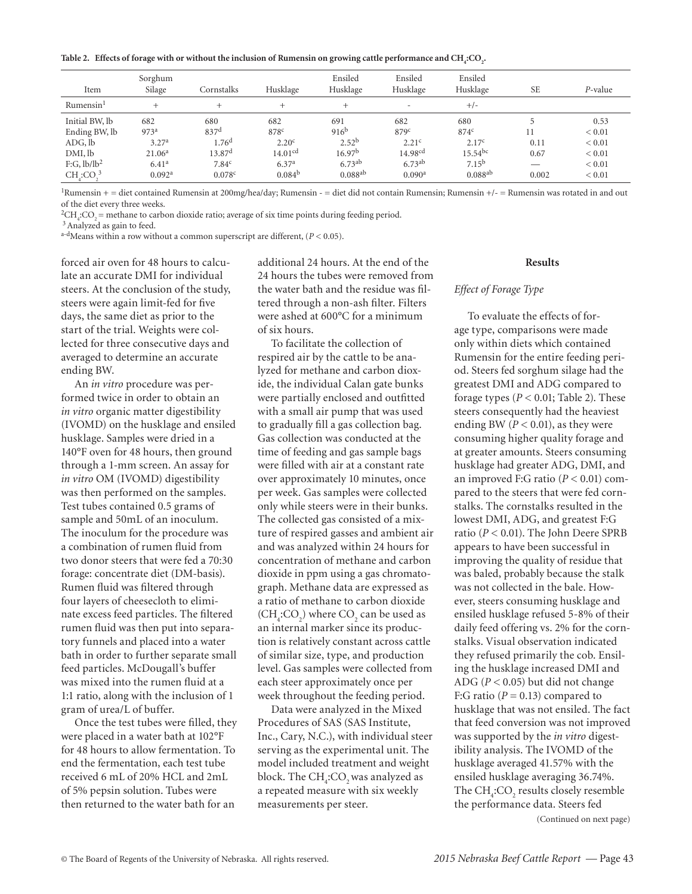**Table 2. Effects of forage with or without the inclusion of Rumensin on growing cattle performance and $CH_4$:$CO_2$.**

| Item | Sorghum Silage | Cornstalks | Husklage | Ensiled Husklage | Ensiled Husklage | Ensiled Husklage | SE | *P*-value |
|---|---|---|---|---|---|---|---|---|
| Rumensin[1] | + | + | + | + | - | +/- | | |
| Initial BW, lb | 682 | 680 | 682 | 691 | 682 | 680 | 5 | 0.53 |
| Ending BW, lb | 973[a] | 837[d] | 878[c] | 916[b] | 879[c] | 874[c] | 11 | < 0.01 |
| ADG, lb | 3.27[a] | 1.76[d] | 2.20[c] | 2.52[b] | 2.21[c] | 2.17[c] | 0.11 | < 0.01 |
| DMI, lb | 21.06[a] | 13.87[d] | 14.01[cd] | 16.97[b] | 14.98[cd] | 15.54[bc] | 0.67 | < 0.01 |
| F:G, lb/lb[2] | 6.41[a] | 7.84[c] | 6.37[a] | 6.73[ab] | 6.73[ab] | 7.15[b] | — | < 0.01 |
| $CH_4$:$CO_2$[3] | 0.092[a] | 0.078[c] | 0.084[b] | 0.088[ab] | 0.090[a] | 0.088[ab] | 0.002 | < 0.01 |

[1]Rumensin + = diet contained Rumensin at 200mg/hea/day; Rumensin - = diet did not contain Rumensin; Rumensin +/- = Rumensin was rotated in and out of the diet every three weeks.

[2]$CH_4$:$CO_2$ = methane to carbon dioxide ratio; average of six time points during feeding period.

[3]Analyzed as gain to feed.

[a-d]Means within a row without a common superscript are different, ($P < 0.05$).

forced air oven for 48 hours to calculate an accurate DMI for individual steers. At the conclusion of the study, steers were again limit-fed for five days, the same diet as prior to the start of the trial. Weights were collected for three consecutive days and averaged to determine an accurate ending BW.

An *in vitro* procedure was performed twice in order to obtain an *in vitro* organic matter digestibility (IVOMD) on the husklage and ensiled husklage. Samples were dried in a 140°F oven for 48 hours, then ground through a 1-mm screen. An assay for *in vitro* OM (IVOMD) digestibility was then performed on the samples. Test tubes contained 0.5 grams of sample and 50mL of an inoculum. The inoculum for the procedure was a combination of rumen fluid from two donor steers that were fed a 70:30 forage: concentrate diet (DM-basis). Rumen fluid was filtered through four layers of cheesecloth to eliminate excess feed particles. The filtered rumen fluid was then put into separatory funnels and placed into a water bath in order to further separate small feed particles. McDougall's buffer was mixed into the rumen fluid at a 1:1 ratio, along with the inclusion of 1 gram of urea/L of buffer.

Once the test tubes were filled, they were placed in a water bath at 102°F for 48 hours to allow fermentation. To end the fermentation, each test tube received 6 mL of 20% HCL and 2mL of 5% pepsin solution. Tubes were then returned to the water bath for an additional 24 hours. At the end of the 24 hours the tubes were removed from the water bath and the residue was filtered through a non-ash filter. Filters were ashed at 600°C for a minimum of six hours.

To facilitate the collection of respired air by the cattle to be analyzed for methane and carbon dioxide, the individual Calan gate bunks were partially enclosed and outfitted with a small air pump that was used to gradually fill a gas collection bag. Gas collection was conducted at the time of feeding and gas sample bags were filled with air at a constant rate over approximately 10 minutes, once per week. Gas samples were collected only while steers were in their bunks. The collected gas consisted of a mixture of respired gasses and ambient air and was analyzed within 24 hours for concentration of methane and carbon dioxide in ppm using a gas chromatograph. Methane data are expressed as a ratio of methane to carbon dioxide ($CH_4$:$CO_2$) where $CO_2$ can be used as an internal marker since its production is relatively constant across cattle of similar size, type, and production level. Gas samples were collected from each steer approximately once per week throughout the feeding period.

Data were analyzed in the Mixed Procedures of SAS (SAS Institute, Inc., Cary, N.C.), with individual steer serving as the experimental unit. The model included treatment and weight block. The $CH_4$:$CO_2$ was analyzed as a repeated measure with six weekly measurements per steer.

## Results

### *Effect of Forage Type*

To evaluate the effects of forage type, comparisons were made only within diets which contained Rumensin for the entire feeding period. Steers fed sorghum silage had the greatest DMI and ADG compared to forage types ($P < 0.01$; Table 2). These steers consequently had the heaviest ending BW ($P < 0.01$), as they were consuming higher quality forage and at greater amounts. Steers consuming husklage had greater ADG, DMI, and an improved F:G ratio ($P < 0.01$) compared to the steers that were fed cornstalks. The cornstalks resulted in the lowest DMI, ADG, and greatest F:G ratio ($P < 0.01$). The John Deere SPRB appears to have been successful in improving the quality of residue that was baled, probably because the stalk was not collected in the bale. However, steers consuming husklage and ensiled husklage refused 5-8% of their daily feed offering vs. 2% for the cornstalks. Visual observation indicated they refused primarily the cob. Ensiling the husklage increased DMI and ADG ($P < 0.05$) but did not change F:G ratio ($P = 0.13$) compared to husklage that was not ensiled. The fact that feed conversion was not improved was supported by the *in vitro* digestibility analysis. The IVOMD of the husklage averaged 41.57% with the ensiled husklage averaging 36.74%. The $CH_4$:$CO_2$ results closely resemble the performance data. Steers fed

(Continued on next page)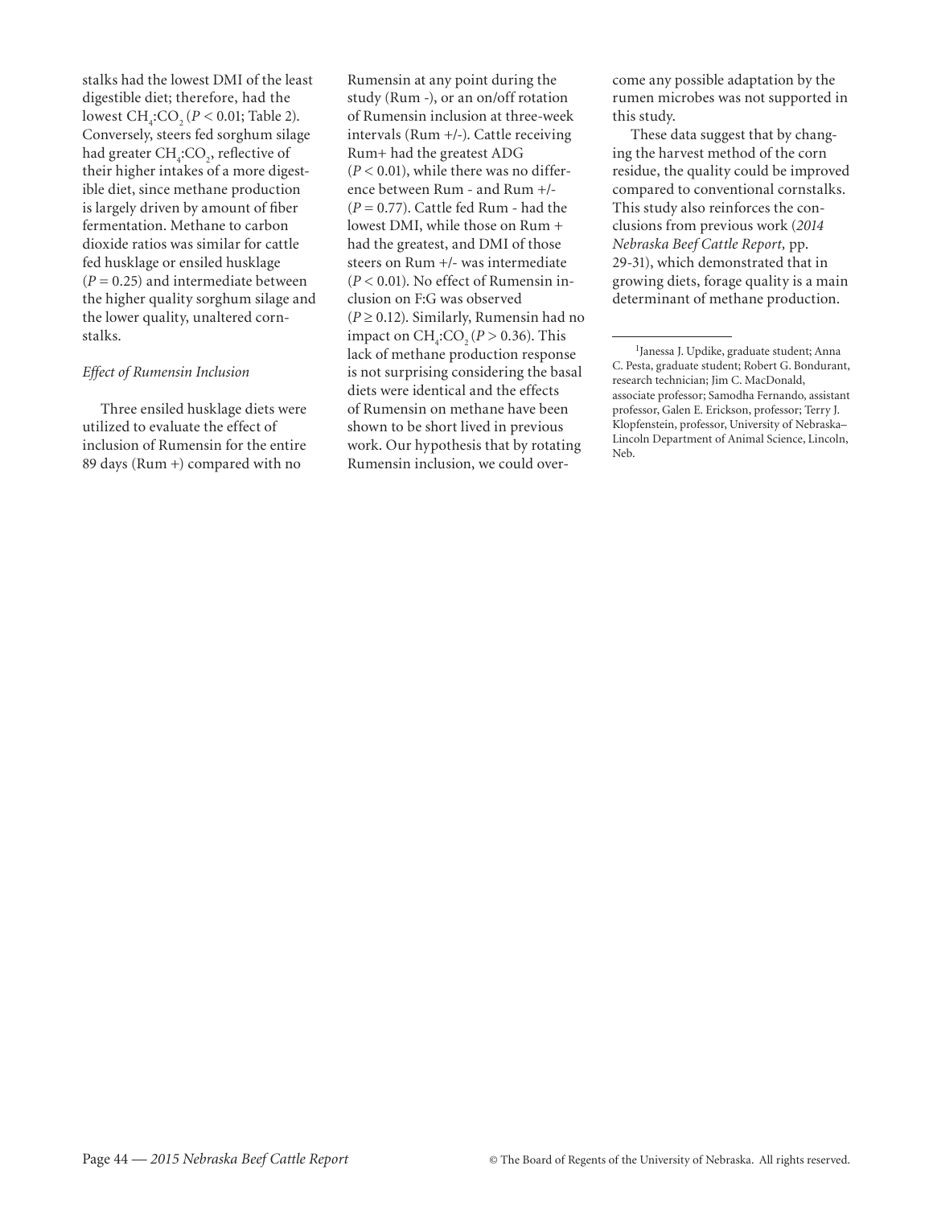stalks had the lowest DMI of the least digestible diet; therefore, had the lowest $CH_4$:$CO_2$ ($P < 0.01$; Table 2). Conversely, steers fed sorghum silage had greater $CH_4$:$CO_2$, reflective of their higher intakes of a more digestible diet, since methane production is largely driven by amount of fiber fermentation. Methane to carbon dioxide ratios was similar for cattle fed husklage or ensiled husklage ($P = 0.25$) and intermediate between the higher quality sorghum silage and the lower quality, unaltered cornstalks.

*Effect of Rumensin Inclusion*

Three ensiled husklage diets were utilized to evaluate the effect of inclusion of Rumensin for the entire 89 days (Rum +) compared with no Rumensin at any point during the study (Rum -), or an on/off rotation of Rumensin inclusion at three-week intervals (Rum +/-). Cattle receiving Rum+ had the greatest ADG ($P < 0.01$), while there was no difference between Rum - and Rum +/- ($P = 0.77$). Cattle fed Rum - had the lowest DMI, while those on Rum + had the greatest, and DMI of those steers on Rum +/- was intermediate ($P < 0.01$). No effect of Rumensin inclusion on F:G was observed ($P \geq 0.12$). Similarly, Rumensin had no impact on $CH_4$:$CO_2$ ($P > 0.36$). This lack of methane production response is not surprising considering the basal diets were identical and the effects of Rumensin on methane have been shown to be short lived in previous work. Our hypothesis that by rotating Rumensin inclusion, we could overcome any possible adaptation by the rumen microbes was not supported in this study.

These data suggest that by changing the harvest method of the corn residue, the quality could be improved compared to conventional cornstalks. This study also reinforces the conclusions from previous work (*2014 Nebraska Beef Cattle Report,* pp. 29-31), which demonstrated that in growing diets, forage quality is a main determinant of methane production.

---

[1]Janessa J. Updike, graduate student; Anna C. Pesta, graduate student; Robert G. Bondurant, research technician; Jim C. MacDonald, associate professor; Samodha Fernando, assistant professor, Galen E. Erickson, professor; Terry J. Klopfenstein, professor, University of Nebraska–Lincoln Department of Animal Science, Lincoln, Neb.